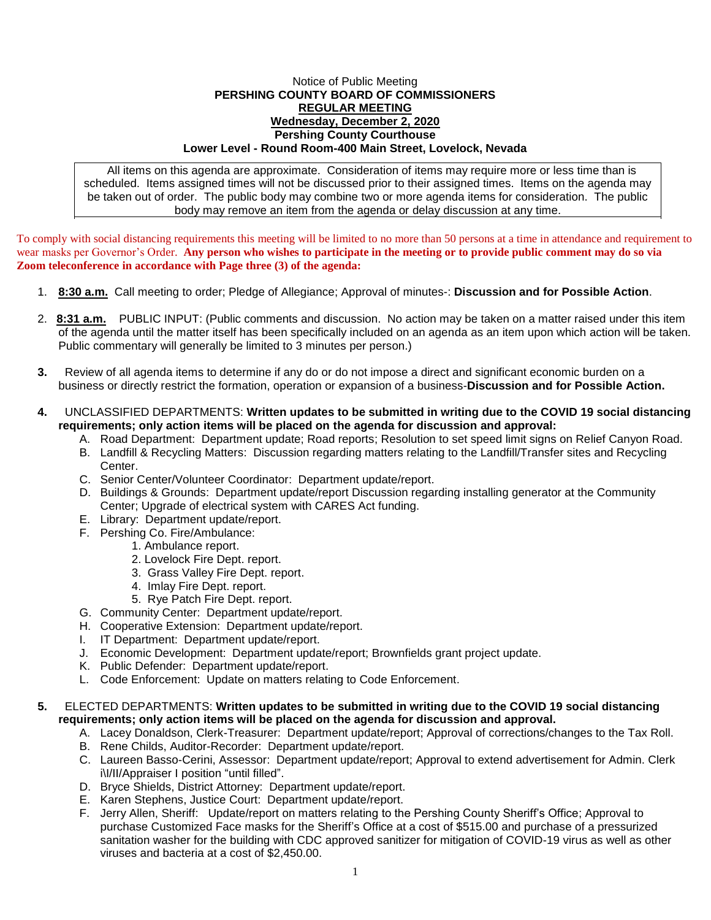Notice of Public Meeting

**PERSHING COUNTY BOARD OF COMMISSIONERS**

**REGULAR MEETING**

**Wednesday, December 2, 2020**

**Pershing County Courthouse**

**Lower Level - Round Room-400 Main Street, Lovelock, Nevada**

All items on this agenda are approximate. Consideration of items may require more or less time than is scheduled. Items assigned times will not be discussed prior to their assigned times. Items on the agenda may be taken out of order. The public body may combine two or more agenda items for consideration. The public body may remove an item from the agenda or delay discussion at any time.

To comply with social distancing requirements this meeting will be limited to no more than 50 persons at a time in attendance and requirement to wear masks per Governor's Order. **Any person who wishes to participate in the meeting or to provide public comment may do so via Zoom teleconference in accordance with Page three (3) of the agenda:**

1. **8:30 a.m.** Call meeting to order; Pledge of Allegiance; Approval of minutes-: **Discussion and for Possible Action**.

2. **8:31 a.m.** PUBLIC INPUT: (Public comments and discussion. No action may be taken on a matter raised under this item of the agenda until the matter itself has been specifically included on an agenda as an item upon which action will be taken. Public commentary will generally be limited to 3 minutes per person.)

3. Review of all agenda items to determine if any do or do not impose a direct and significant economic burden on a business or directly restrict the formation, operation or expansion of a business-**Discussion and for Possible Action.**

4. UNCLASSIFIED DEPARTMENTS: **Written updates to be submitted in writing due to the COVID 19 social distancing requirements; only action items will be placed on the agenda for discussion and approval:**
   - A. Road Department: Department update; Road reports; Resolution to set speed limit signs on Relief Canyon Road.
   - B. Landfill & Recycling Matters: Discussion regarding matters relating to the Landfill/Transfer sites and Recycling Center.
   - C. Senior Center/Volunteer Coordinator: Department update/report.
   - D. Buildings & Grounds: Department update/report Discussion regarding installing generator at the Community Center; Upgrade of electrical system with CARES Act funding.
   - E. Library: Department update/report.
   - F. Pershing Co. Fire/Ambulance:
     1. Ambulance report.
     2. Lovelock Fire Dept. report.
     3. Grass Valley Fire Dept. report.
     4. Imlay Fire Dept. report.
     5. Rye Patch Fire Dept. report.
   - G. Community Center: Department update/report.
   - H. Cooperative Extension: Department update/report.
   - I. IT Department: Department update/report.
   - J. Economic Development: Department update/report; Brownfields grant project update.
   - K. Public Defender: Department update/report.
   - L. Code Enforcement: Update on matters relating to Code Enforcement.

5. ELECTED DEPARTMENTS: **Written updates to be submitted in writing due to the COVID 19 social distancing requirements; only action items will be placed on the agenda for discussion and approval.**
   - A. Lacey Donaldson, Clerk-Treasurer: Department update/report; Approval of corrections/changes to the Tax Roll.
   - B. Rene Childs, Auditor-Recorder: Department update/report.
   - C. Laureen Basso-Cerini, Assessor: Department update/report; Approval to extend advertisement for Admin. Clerk i\I/II/Appraiser I position "until filled".
   - D. Bryce Shields, District Attorney: Department update/report.
   - E. Karen Stephens, Justice Court: Department update/report.
   - F. Jerry Allen, Sheriff: Update/report on matters relating to the Pershing County Sheriff's Office; Approval to purchase Customized Face masks for the Sheriff's Office at a cost of $515.00 and purchase of a pressurized sanitation washer for the building with CDC approved sanitizer for mitigation of COVID-19 virus as well as other viruses and bacteria at a cost of $2,450.00.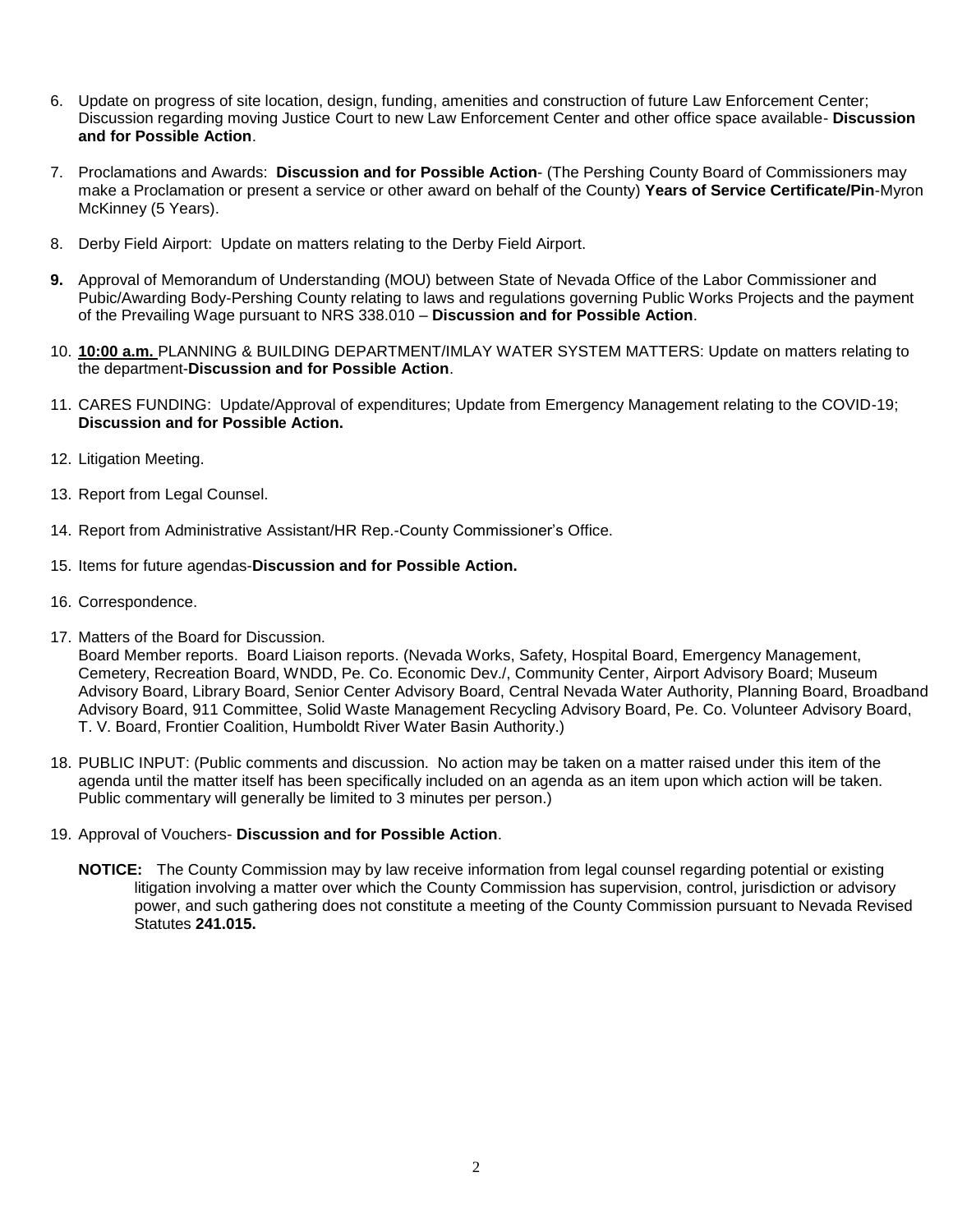6. Update on progress of site location, design, funding, amenities and construction of future Law Enforcement Center; Discussion regarding moving Justice Court to new Law Enforcement Center and other office space available- **Discussion and for Possible Action**.

7. Proclamations and Awards: **Discussion and for Possible Action**- (The Pershing County Board of Commissioners may make a Proclamation or present a service or other award on behalf of the County) **Years of Service Certificate/Pin**-Myron McKinney (5 Years).

8. Derby Field Airport: Update on matters relating to the Derby Field Airport.

9. Approval of Memorandum of Understanding (MOU) between State of Nevada Office of the Labor Commissioner and Pubic/Awarding Body-Pershing County relating to laws and regulations governing Public Works Projects and the payment of the Prevailing Wage pursuant to NRS 338.010 – **Discussion and for Possible Action**.

10. **10:00 a.m.** PLANNING & BUILDING DEPARTMENT/IMLAY WATER SYSTEM MATTERS: Update on matters relating to the department-**Discussion and for Possible Action**.

11. CARES FUNDING: Update/Approval of expenditures; Update from Emergency Management relating to the COVID-19; **Discussion and for Possible Action.**

12. Litigation Meeting.

13. Report from Legal Counsel.

14. Report from Administrative Assistant/HR Rep.-County Commissioner's Office.

15. Items for future agendas-**Discussion and for Possible Action.**

16. Correspondence.

17. Matters of the Board for Discussion.
    Board Member reports. Board Liaison reports. (Nevada Works, Safety, Hospital Board, Emergency Management, Cemetery, Recreation Board, WNDD, Pe. Co. Economic Dev./, Community Center, Airport Advisory Board; Museum Advisory Board, Library Board, Senior Center Advisory Board, Central Nevada Water Authority, Planning Board, Broadband Advisory Board, 911 Committee, Solid Waste Management Recycling Advisory Board, Pe. Co. Volunteer Advisory Board, T. V. Board, Frontier Coalition, Humboldt River Water Basin Authority.)

18. PUBLIC INPUT: (Public comments and discussion. No action may be taken on a matter raised under this item of the agenda until the matter itself has been specifically included on an agenda as an item upon which action will be taken. Public commentary will generally be limited to 3 minutes per person.)

19. Approval of Vouchers- **Discussion and for Possible Action**.

**NOTICE:** The County Commission may by law receive information from legal counsel regarding potential or existing litigation involving a matter over which the County Commission has supervision, control, jurisdiction or advisory power, and such gathering does not constitute a meeting of the County Commission pursuant to Nevada Revised Statutes **241.015.**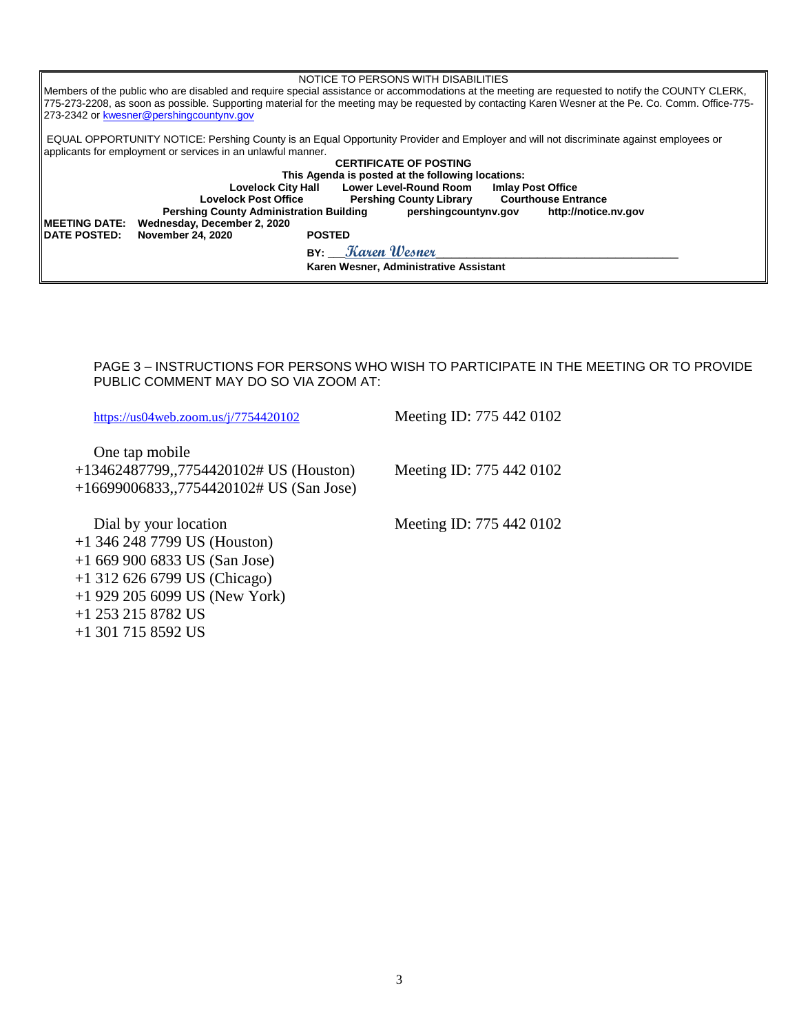NOTICE TO PERSONS WITH DISABILITIES

Members of the public who are disabled and require special assistance or accommodations at the meeting are requested to notify the COUNTY CLERK, 775-273-2208, as soon as possible. Supporting material for the meeting may be requested by contacting Karen Wesner at the Pe. Co. Comm. Office-775-273-2342 or kwesner@pershingcountynv.gov

EQUAL OPPORTUNITY NOTICE: Pershing County is an Equal Opportunity Provider and Employer and will not discriminate against employees or applicants for employment or services in an unlawful manner.

**CERTIFICATE OF POSTING**

**This Agenda is posted at the following locations:**

**Lovelock City Hall** **Lower Level-Round Room** **Imlay Post Office**
**Lovelock Post Office** **Pershing County Library** **Courthouse Entrance**
**Pershing County Administration Building** **pershingcountynv.gov** **http://notice.nv.gov**

**MEETING DATE:** **Wednesday, December 2, 2020**
**DATE POSTED:** **November 24, 2020** **POSTED**

**BY:** *Karen Wesner*
**Karen Wesner, Administrative Assistant**

PAGE 3 – INSTRUCTIONS FOR PERSONS WHO WISH TO PARTICIPATE IN THE MEETING OR TO PROVIDE PUBLIC COMMENT MAY DO SO VIA ZOOM AT:

https://us04web.zoom.us/j/7754420102 Meeting ID: 775 442 0102

One tap mobile
+13462487799,,7754420102# US (Houston) Meeting ID: 775 442 0102
+16699006833,,7754420102# US (San Jose)

Dial by your location Meeting ID: 775 442 0102
+1 346 248 7799 US (Houston)
+1 669 900 6833 US (San Jose)
+1 312 626 6799 US (Chicago)
+1 929 205 6099 US (New York)
+1 253 215 8782 US
+1 301 715 8592 US